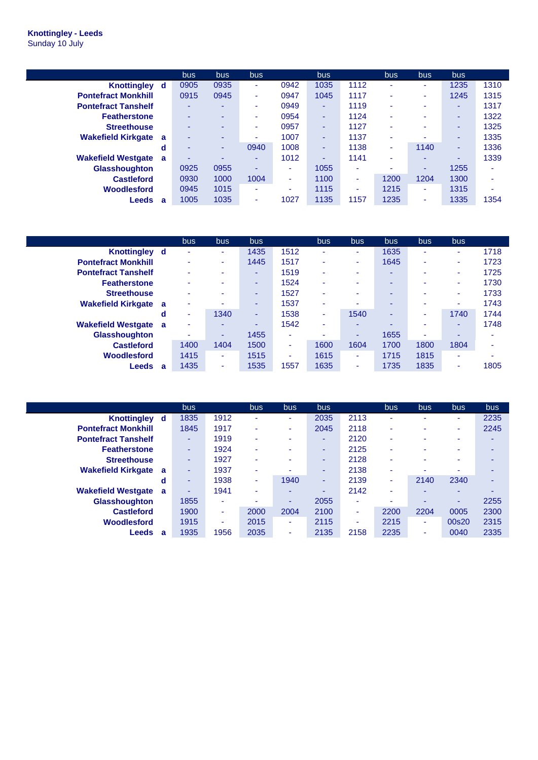**Knottingley - Leeds**
Sunday 10 July

| | | bus | bus | bus | | bus | | bus | bus | bus | |
|---|---|---|---|---|---|---|---|---|---|---|---|
| **Knottingley** | **d** | 0905 | 0935 | - | 0942 | 1035 | 1112 | - | - | 1235 | 1310 |
| **Pontefract Monkhill** | | 0915 | 0945 | - | 0947 | 1045 | 1117 | - | - | 1245 | 1315 |
| **Pontefract Tanshelf** | | - | - | - | 0949 | - | 1119 | - | - | - | 1317 |
| **Featherstone** | | - | - | - | 0954 | - | 1124 | - | - | - | 1322 |
| **Streethouse** | | - | - | - | 0957 | - | 1127 | - | - | - | 1325 |
| **Wakefield Kirkgate** | **a** | - | - | - | 1007 | - | 1137 | - | - | - | 1335 |
| | **d** | - | - | 0940 | 1008 | - | 1138 | - | 1140 | - | 1336 |
| **Wakefield Westgate** | **a** | - | - | - | 1012 | - | 1141 | - | - | - | 1339 |
| **Glasshoughton** | | 0925 | 0955 | - | - | 1055 | - | - | - | 1255 | - |
| **Castleford** | | 0930 | 1000 | 1004 | - | 1100 | - | 1200 | 1204 | 1300 | - |
| **Woodlesford** | | 0945 | 1015 | - | - | 1115 | - | 1215 | - | 1315 | - |
| **Leeds** | **a** | 1005 | 1035 | - | 1027 | 1135 | 1157 | 1235 | - | 1335 | 1354 |

| | | bus | bus | bus | | bus | bus | bus | bus | bus | |
|---|---|---|---|---|---|---|---|---|---|---|---|
| **Knottingley** | **d** | - | - | 1435 | 1512 | - | - | 1635 | - | - | 1718 |
| **Pontefract Monkhill** | | - | - | 1445 | 1517 | - | - | 1645 | - | - | 1723 |
| **Pontefract Tanshelf** | | - | - | - | 1519 | - | - | - | - | - | 1725 |
| **Featherstone** | | - | - | - | 1524 | - | - | - | - | - | 1730 |
| **Streethouse** | | - | - | - | 1527 | - | - | - | - | - | 1733 |
| **Wakefield Kirkgate** | **a** | - | - | - | 1537 | - | - | - | - | - | 1743 |
| | **d** | - | 1340 | - | 1538 | - | 1540 | - | - | 1740 | 1744 |
| **Wakefield Westgate** | **a** | - | - | - | 1542 | - | - | - | - | - | 1748 |
| **Glasshoughton** | | - | - | 1455 | - | - | - | 1655 | - | - | - |
| **Castleford** | | 1400 | 1404 | 1500 | - | 1600 | 1604 | 1700 | 1800 | 1804 | - |
| **Woodlesford** | | 1415 | - | 1515 | - | 1615 | - | 1715 | 1815 | - | - |
| **Leeds** | **a** | 1435 | - | 1535 | 1557 | 1635 | - | 1735 | 1835 | - | 1805 |

| | | bus | | bus | bus | bus | | bus | bus | bus | bus |
|---|---|---|---|---|---|---|---|---|---|---|---|
| **Knottingley** | **d** | 1835 | 1912 | - | - | 2035 | 2113 | - | - | - | 2235 |
| **Pontefract Monkhill** | | 1845 | 1917 | - | - | 2045 | 2118 | - | - | - | 2245 |
| **Pontefract Tanshelf** | | - | 1919 | - | - | - | 2120 | - | - | - | - |
| **Featherstone** | | - | 1924 | - | - | - | 2125 | - | - | - | - |
| **Streethouse** | | - | 1927 | - | - | - | 2128 | - | - | - | - |
| **Wakefield Kirkgate** | **a** | - | 1937 | - | - | - | 2138 | - | - | - | - |
| | **d** | - | 1938 | - | 1940 | - | 2139 | - | 2140 | 2340 | - |
| **Wakefield Westgate** | **a** | - | 1941 | - | - | - | 2142 | - | - | - | - |
| **Glasshoughton** | | 1855 | - | - | - | 2055 | - | - | - | - | 2255 |
| **Castleford** | | 1900 | - | 2000 | 2004 | 2100 | - | 2200 | 2204 | 0005 | 2300 |
| **Woodlesford** | | 1915 | - | 2015 | - | 2115 | - | 2215 | - | 00s20 | 2315 |
| **Leeds** | **a** | 1935 | 1956 | 2035 | - | 2135 | 2158 | 2235 | - | 0040 | 2335 |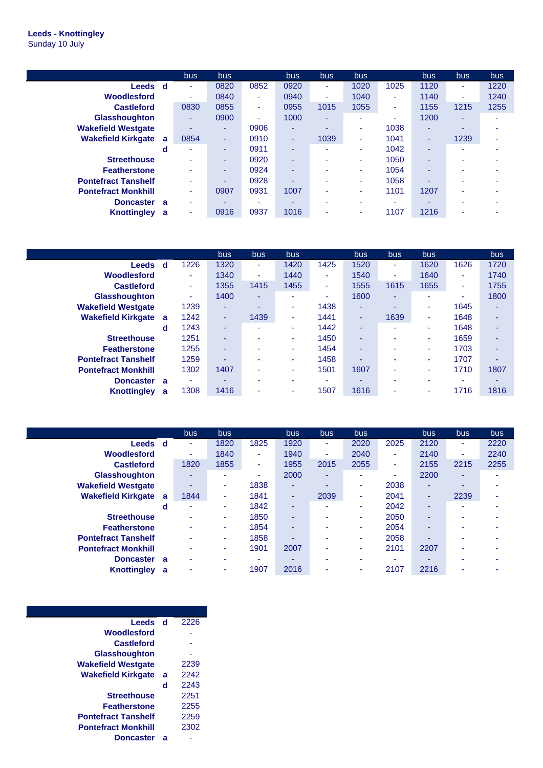**Leeds - Knottingley**
Sunday 10 July

| | | bus | bus | | bus | bus | bus | | bus | bus | bus |
|---|---|---|---|---|---|---|---|---|---|---|---|
| **Leeds** | **d** | - | 0820 | 0852 | 0920 | - | 1020 | 1025 | 1120 | - | 1220 |
| **Woodlesford** | | - | 0840 | - | 0940 | - | 1040 | - | 1140 | - | 1240 |
| **Castleford** | | 0830 | 0855 | - | 0955 | 1015 | 1055 | - | 1155 | 1215 | 1255 |
| **Glasshoughton** | | - | 0900 | - | 1000 | - | - | - | 1200 | - | - |
| **Wakefield Westgate** | | - | - | 0906 | - | - | - | 1038 | - | - | - |
| **Wakefield Kirkgate** | **a** | 0854 | - | 0910 | - | 1039 | - | 1041 | - | 1239 | - |
| | **d** | - | - | 0911 | - | - | - | 1042 | - | - | - |
| **Streethouse** | | - | - | 0920 | - | - | - | 1050 | - | - | - |
| **Featherstone** | | - | - | 0924 | - | - | - | 1054 | - | - | - |
| **Pontefract Tanshelf** | | - | - | 0928 | - | - | - | 1058 | - | - | - |
| **Pontefract Monkhill** | | - | 0907 | 0931 | 1007 | - | - | 1101 | 1207 | - | - |
| **Doncaster** | **a** | - | - | - | - | - | - | - | - | - | - |
| **Knottingley** | **a** | - | 0916 | 0937 | 1016 | - | - | 1107 | 1216 | - | - |

| | | | bus | bus | bus | | bus | bus | bus | | bus |
|---|---|---|---|---|---|---|---|---|---|---|---|
| **Leeds** | **d** | 1226 | 1320 | - | 1420 | 1425 | 1520 | - | 1620 | 1626 | 1720 |
| **Woodlesford** | | - | 1340 | - | 1440 | - | 1540 | - | 1640 | - | 1740 |
| **Castleford** | | - | 1355 | 1415 | 1455 | - | 1555 | 1615 | 1655 | - | 1755 |
| **Glasshoughton** | | - | 1400 | - | - | - | 1600 | - | - | - | 1800 |
| **Wakefield Westgate** | | 1239 | - | - | - | 1438 | - | - | - | 1645 | - |
| **Wakefield Kirkgate** | **a** | 1242 | - | 1439 | - | 1441 | - | 1639 | - | 1648 | - |
| | **d** | 1243 | - | - | - | 1442 | - | - | - | 1648 | - |
| **Streethouse** | | 1251 | - | - | - | 1450 | - | - | - | 1659 | - |
| **Featherstone** | | 1255 | - | - | - | 1454 | - | - | - | 1703 | - |
| **Pontefract Tanshelf** | | 1259 | - | - | - | 1458 | - | - | - | 1707 | - |
| **Pontefract Monkhill** | | 1302 | 1407 | - | - | 1501 | 1607 | - | - | 1710 | 1807 |
| **Doncaster** | **a** | - | - | - | - | - | - | - | - | - | - |
| **Knottingley** | **a** | 1308 | 1416 | - | - | 1507 | 1616 | - | - | 1716 | 1816 |

| | | bus | bus | | bus | bus | bus | | bus | bus | bus |
|---|---|---|---|---|---|---|---|---|---|---|---|
| **Leeds** | **d** | - | 1820 | 1825 | 1920 | - | 2020 | 2025 | 2120 | - | 2220 |
| **Woodlesford** | | - | 1840 | - | 1940 | - | 2040 | - | 2140 | - | 2240 |
| **Castleford** | | 1820 | 1855 | - | 1955 | 2015 | 2055 | - | 2155 | 2215 | 2255 |
| **Glasshoughton** | | - | - | - | 2000 | - | - | - | 2200 | - | - |
| **Wakefield Westgate** | | - | - | 1838 | - | - | - | 2038 | - | - | - |
| **Wakefield Kirkgate** | **a** | 1844 | - | 1841 | - | 2039 | - | 2041 | - | 2239 | - |
| | **d** | - | - | 1842 | - | - | - | 2042 | - | - | - |
| **Streethouse** | | - | - | 1850 | - | - | - | 2050 | - | - | - |
| **Featherstone** | | - | - | 1854 | - | - | - | 2054 | - | - | - |
| **Pontefract Tanshelf** | | - | - | 1858 | - | - | - | 2058 | - | - | - |
| **Pontefract Monkhill** | | - | - | 1901 | 2007 | - | - | 2101 | 2207 | - | - |
| **Doncaster** | **a** | - | - | - | - | - | - | - | - | - | - |
| **Knottingley** | **a** | - | - | 1907 | 2016 | - | - | 2107 | 2216 | - | - |

| | | |
|---|---|---|
| **Leeds** | **d** | 2226 |
| **Woodlesford** | | - |
| **Castleford** | | - |
| **Glasshoughton** | | - |
| **Wakefield Westgate** | | 2239 |
| **Wakefield Kirkgate** | **a** | 2242 |
| | **d** | 2243 |
| **Streethouse** | | 2251 |
| **Featherstone** | | 2255 |
| **Pontefract Tanshelf** | | 2259 |
| **Pontefract Monkhill** | | 2302 |
| **Doncaster** | **a** | - |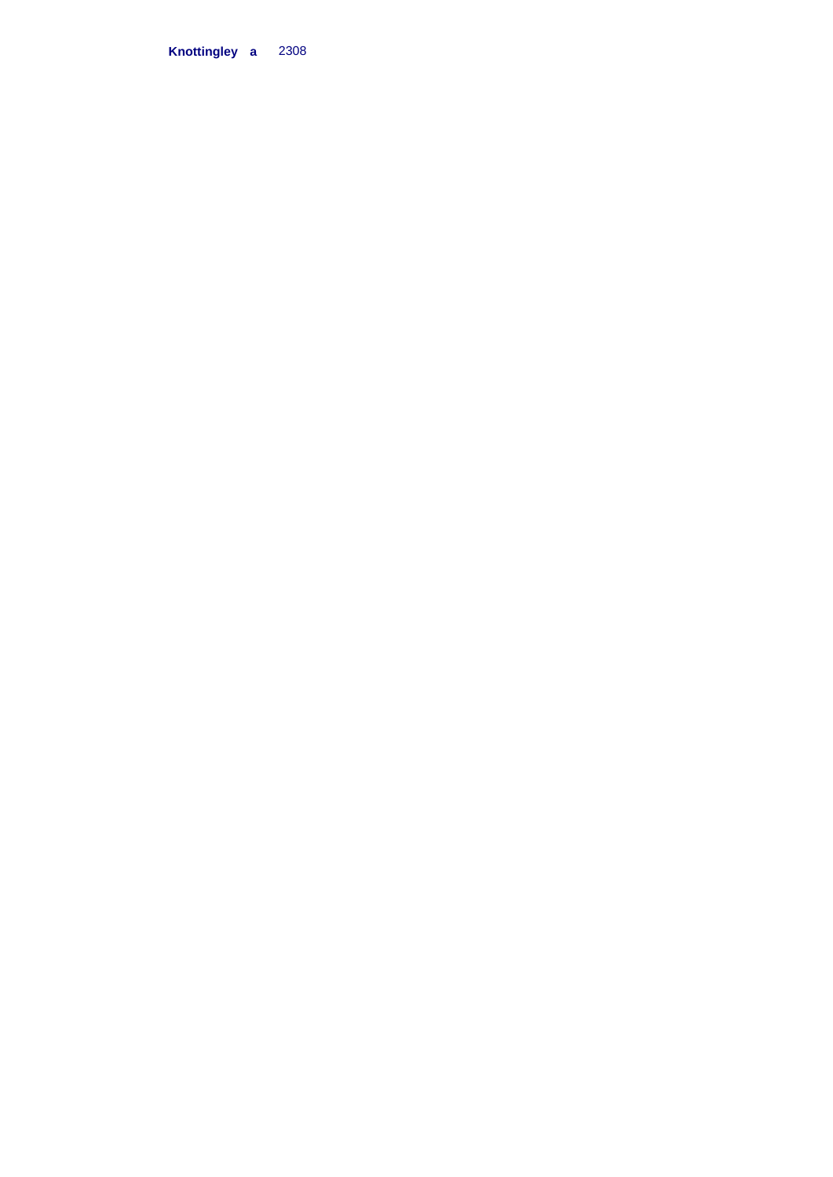| | | |
|---|---|---|
| **Knottingley** | **a** | 2308 |